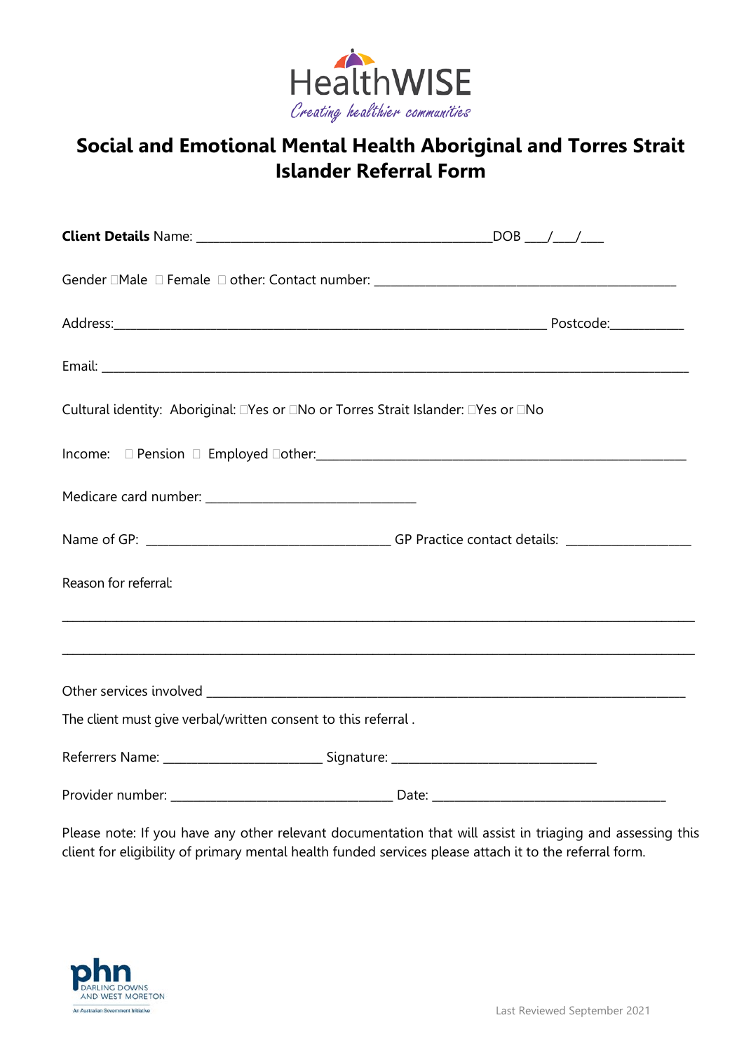HealthWISE

*Creating healthier communities*

# Social and Emotional Mental Health Aboriginal and Torres Strait Islander Referral Form

**Client Details** Name: ____________________________________________DOB ___/___/___

Gender ☐Male ☐ Female ☐ other: Contact number: _____________________________________________

Address:_________________________________________________________________ Postcode:___________

Email: ________________________________________________________________________________________

Cultural identity: Aboriginal: ☐Yes or ☐No or Torres Strait Islander: ☐Yes or ☐No

Income: ☐ Pension ☐ Employed ☐other:_______________________________________________________

Medicare card number: _______________________________

Name of GP: _____________________________________ GP Practice contact details: __________________

Reason for referral:

______________________________________________________________________________________________

______________________________________________________________________________________________

Other services involved ___________________________________________________________________________

The client must give verbal/written consent to this referral .

Referrers Name: ________________________ Signature: _______________________________

Provider number: _________________________________ Date: ___________________________________

Please note: If you have any other relevant documentation that will assist in triaging and assessing this client for eligibility of primary mental health funded services please attach it to the referral form.

phn DARLING DOWNS AND WEST MORETON

An Australian Government Initiative

Last Reviewed September 2021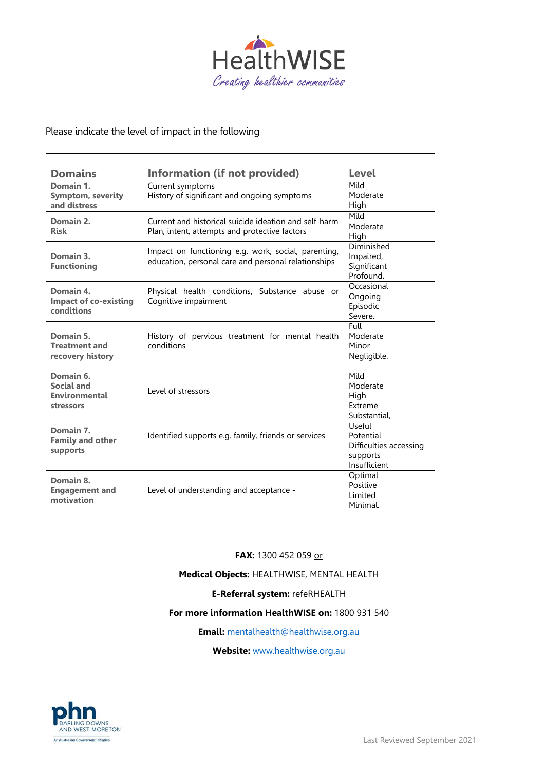# HealthWISE

*Creating healthier communities*

Please indicate the level of impact in the following

| Domains | Information (if not provided) | Level |
|---|---|---|
| **Domain 1. Symptom, severity and distress** | Current symptoms<br>History of significant and ongoing symptoms | Mild<br>Moderate<br>High |
| **Domain 2. Risk** | Current and historical suicide ideation and self-harm<br>Plan, intent, attempts and protective factors | Mild<br>Moderate<br>High |
| **Domain 3. Functioning** | Impact on functioning e.g. work, social, parenting, education, personal care and personal relationships | Diminished<br>Impaired,<br>Significant<br>Profound. |
| **Domain 4. Impact of co-existing conditions** | Physical health conditions, Substance abuse or Cognitive impairment | Occasional<br>Ongoing<br>Episodic<br>Severe. |
| **Domain 5. Treatment and recovery history** | History of pervious treatment for mental health conditions | Full<br>Moderate<br>Minor<br>Negligible. |
| **Domain 6. Social and Environmental stressors** | Level of stressors | Mild<br>Moderate<br>High<br>Extreme |
| **Domain 7. Family and other supports** | Identified supports e.g. family, friends or services | Substantial,<br>Useful<br>Potential<br>Difficulties accessing supports<br>Insufficient |
| **Domain 8. Engagement and motivation** | Level of understanding and acceptance - | Optimal<br>Positive<br>Limited<br>Minimal. |

**FAX:** 1300 452 059 or

**Medical Objects:** HEALTHWISE, MENTAL HEALTH

**E-Referral system:** refeRHEALTH

**For more information HealthWISE on:** 1800 931 540

**Email:** mentalhealth@healthwise.org.au

**Website:** www.healthwise.org.au

phn DARLING DOWNS AND WEST MORETON
An Australian Government Initiative

Last Reviewed September 2021